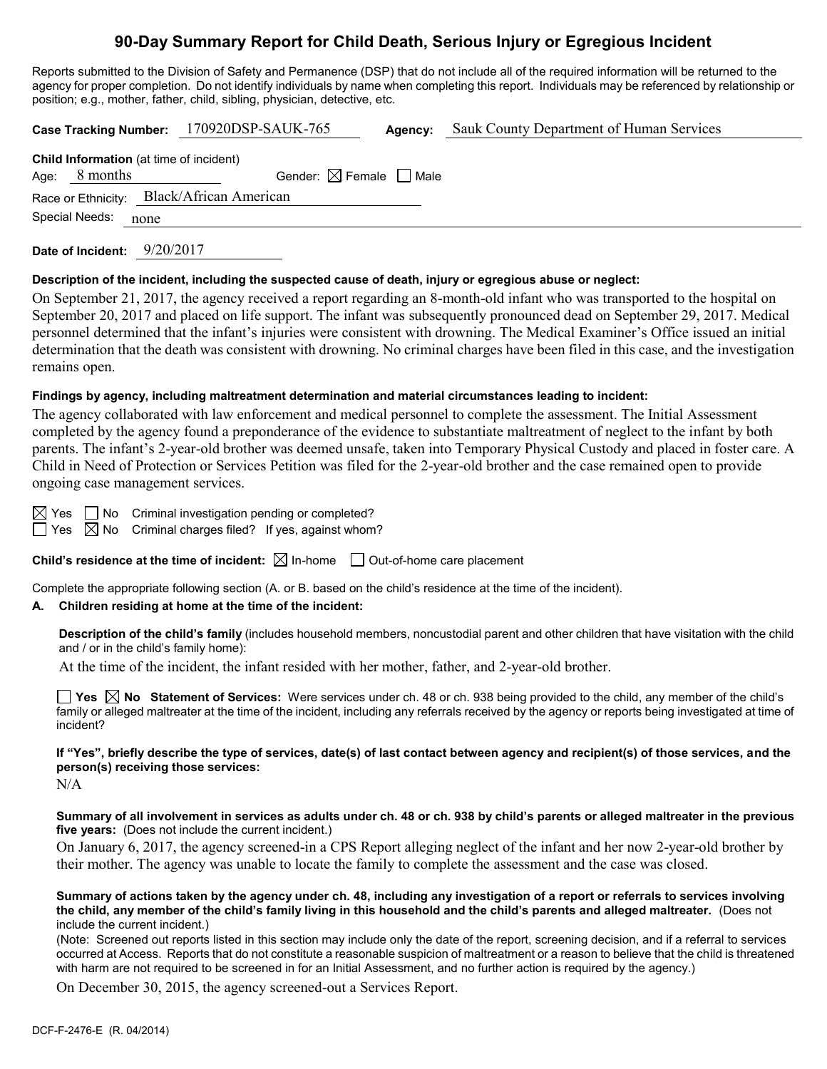# 90-Day Summary Report for Child Death, Serious Injury or Egregious Incident

Reports submitted to the Division of Safety and Permanence (DSP) that do not include all of the required information will be returned to the agency for proper completion. Do not identify individuals by name when completing this report. Individuals may be referenced by relationship or position; e.g., mother, father, child, sibling, physician, detective, etc.

**Case Tracking Number:** 170920DSP-SAUK-765 **Agency:** Sauk County Department of Human Services

**Child Information** (at time of incident)

Age: 8 months Gender: ☒ Female ☐ Male

Race or Ethnicity: Black/African American

Special Needs: none

**Date of Incident:** 9/20/2017

**Description of the incident, including the suspected cause of death, injury or egregious abuse or neglect:**

On September 21, 2017, the agency received a report regarding an 8-month-old infant who was transported to the hospital on September 20, 2017 and placed on life support. The infant was subsequently pronounced dead on September 29, 2017. Medical personnel determined that the infant's injuries were consistent with drowning. The Medical Examiner's Office issued an initial determination that the death was consistent with drowning. No criminal charges have been filed in this case, and the investigation remains open.

**Findings by agency, including maltreatment determination and material circumstances leading to incident:**

The agency collaborated with law enforcement and medical personnel to complete the assessment. The Initial Assessment completed by the agency found a preponderance of the evidence to substantiate maltreatment of neglect to the infant by both parents. The infant's 2-year-old brother was deemed unsafe, taken into Temporary Physical Custody and placed in foster care. A Child in Need of Protection or Services Petition was filed for the 2-year-old brother and the case remained open to provide ongoing case management services.

☒ Yes ☐ No Criminal investigation pending or completed?

☐ Yes ☒ No Criminal charges filed? If yes, against whom?

**Child's residence at the time of incident:** ☒ In-home ☐ Out-of-home care placement

Complete the appropriate following section (A. or B. based on the child's residence at the time of the incident).

**A. Children residing at home at the time of the incident:**

**Description of the child's family** (includes household members, noncustodial parent and other children that have visitation with the child and / or in the child's family home):

At the time of the incident, the infant resided with her mother, father, and 2-year-old brother.

☐ **Yes** ☒ **No Statement of Services:** Were services under ch. 48 or ch. 938 being provided to the child, any member of the child's family or alleged maltreater at the time of the incident, including any referrals received by the agency or reports being investigated at time of incident?

**If "Yes", briefly describe the type of services, date(s) of last contact between agency and recipient(s) of those services, and the person(s) receiving those services:**

N/A

**Summary of all involvement in services as adults under ch. 48 or ch. 938 by child's parents or alleged maltreater in the previous five years:** (Does not include the current incident.)

On January 6, 2017, the agency screened-in a CPS Report alleging neglect of the infant and her now 2-year-old brother by their mother. The agency was unable to locate the family to complete the assessment and the case was closed.

**Summary of actions taken by the agency under ch. 48, including any investigation of a report or referrals to services involving the child, any member of the child's family living in this household and the child's parents and alleged maltreater.** (Does not include the current incident.)

(Note: Screened out reports listed in this section may include only the date of the report, screening decision, and if a referral to services occurred at Access. Reports that do not constitute a reasonable suspicion of maltreatment or a reason to believe that the child is threatened with harm are not required to be screened in for an Initial Assessment, and no further action is required by the agency.)

On December 30, 2015, the agency screened-out a Services Report.

DCF-F-2476-E (R. 04/2014)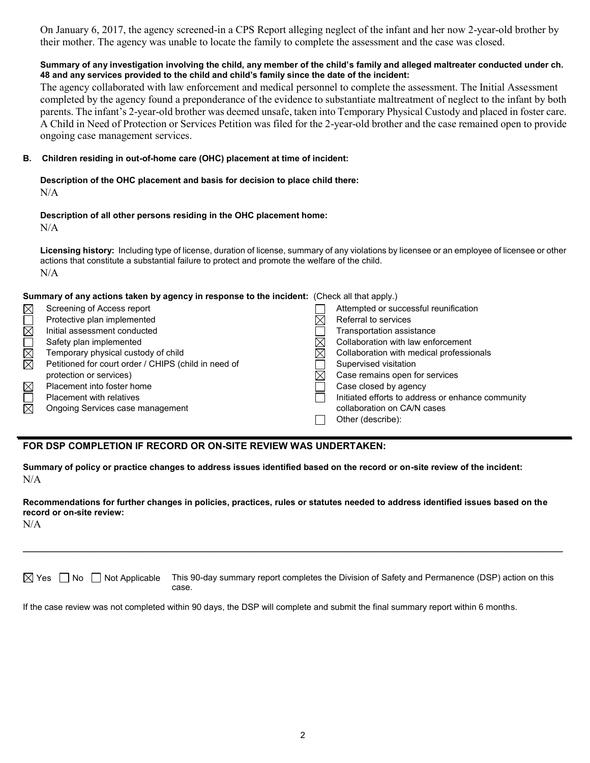On January 6, 2017, the agency screened-in a CPS Report alleging neglect of the infant and her now 2-year-old brother by their mother. The agency was unable to locate the family to complete the assessment and the case was closed.

**Summary of any investigation involving the child, any member of the child's family and alleged maltreater conducted under ch. 48 and any services provided to the child and child's family since the date of the incident:**

The agency collaborated with law enforcement and medical personnel to complete the assessment. The Initial Assessment completed by the agency found a preponderance of the evidence to substantiate maltreatment of neglect to the infant by both parents. The infant's 2-year-old brother was deemed unsafe, taken into Temporary Physical Custody and placed in foster care. A Child in Need of Protection or Services Petition was filed for the 2-year-old brother and the case remained open to provide ongoing case management services.

**B. Children residing in out-of-home care (OHC) placement at time of incident:**

**Description of the OHC placement and basis for decision to place child there:**

N/A

**Description of all other persons residing in the OHC placement home:**

N/A

**Licensing history:** Including type of license, duration of license, summary of any violations by licensee or an employee of licensee or other actions that constitute a substantial failure to protect and promote the welfare of the child.

N/A

**Summary of any actions taken by agency in response to the incident:** (Check all that apply.)

- ☒ Screening of Access report
- ☐ Protective plan implemented
- ☒ Initial assessment conducted
- ☐ Safety plan implemented
- ☒ Temporary physical custody of child
- ☒ Petitioned for court order / CHIPS (child in need of protection or services)
- ☒ Placement into foster home
- ☐ Placement with relatives
- ☒ Ongoing Services case management
- ☐ Attempted or successful reunification
- ☒ Referral to services
- ☐ Transportation assistance
- ☒ Collaboration with law enforcement
- ☒ Collaboration with medical professionals
- ☐ Supervised visitation
- ☒ Case remains open for services
- ☐ Case closed by agency
- ☐ Initiated efforts to address or enhance community collaboration on CA/N cases
- ☐ Other (describe):

## FOR DSP COMPLETION IF RECORD OR ON-SITE REVIEW WAS UNDERTAKEN:

**Summary of policy or practice changes to address issues identified based on the record or on-site review of the incident:**

N/A

**Recommendations for further changes in policies, practices, rules or statutes needed to address identified issues based on the record or on-site review:**

N/A

---

☒ Yes ☐ No ☐ Not Applicable This 90-day summary report completes the Division of Safety and Permanence (DSP) action on this case.

If the case review was not completed within 90 days, the DSP will complete and submit the final summary report within 6 months.